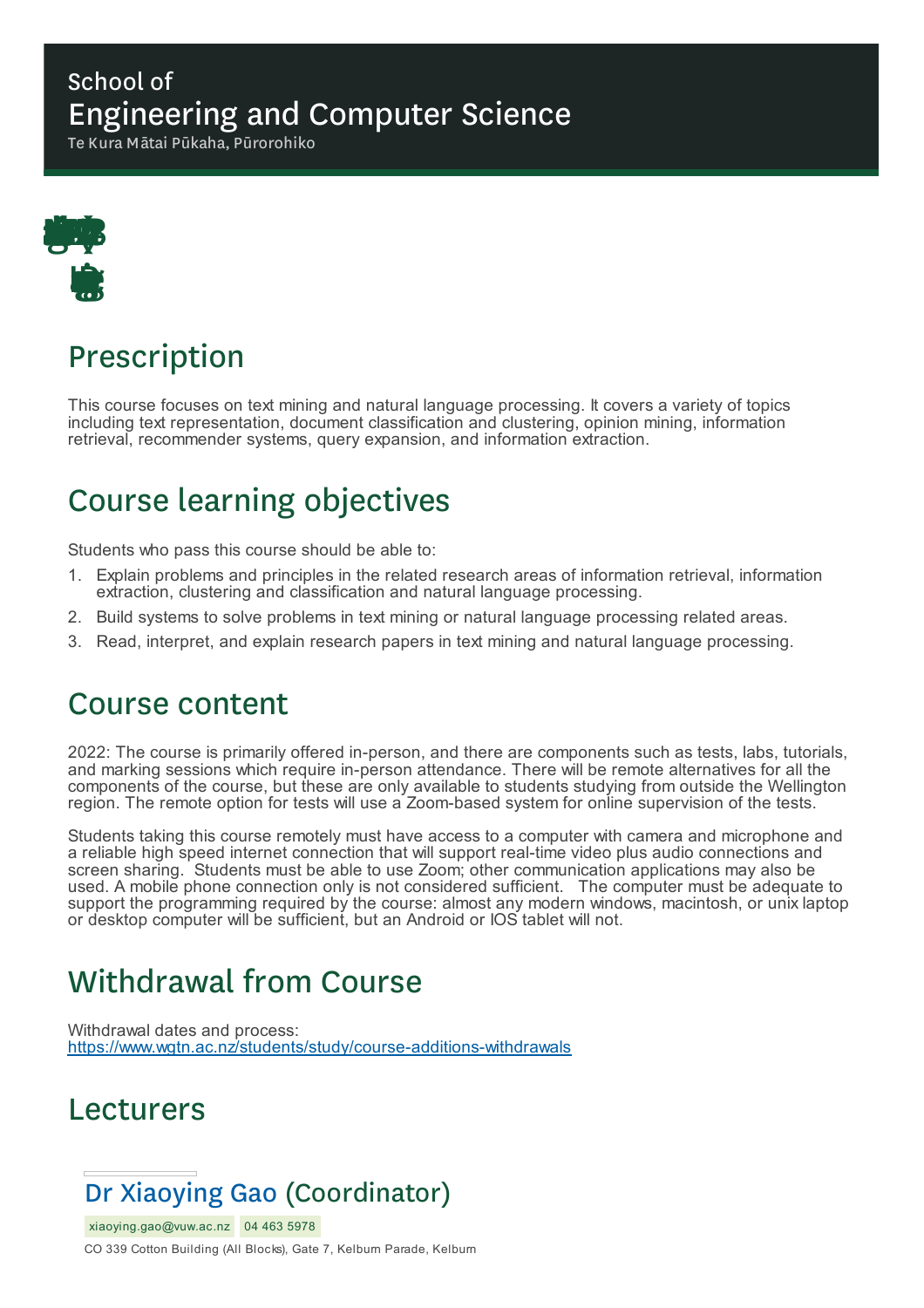School of

# Engineering and Computer Science

Te Kura Mātai Pūkaha, Pūrorohiko

## Prescription

This course focuses on text mining and natural language processing. It covers a variety of topics including text representation, document classification and clustering, opinion mining, information retrieval, recommender systems, query expansion, and information extraction.

## Course learning objectives

Students who pass this course should be able to:

1. Explain problems and principles in the related research areas of information retrieval, information extraction, clustering and classification and natural language processing.
2. Build systems to solve problems in text mining or natural language processing related areas.
3. Read, interpret, and explain research papers in text mining and natural language processing.

## Course content

2022: The course is primarily offered in-person, and there are components such as tests, labs, tutorials, and marking sessions which require in-person attendance. There will be remote alternatives for all the components of the course, but these are only available to students studying from outside the Wellington region. The remote option for tests will use a Zoom-based system for online supervision of the tests.

Students taking this course remotely must have access to a computer with camera and microphone and a reliable high speed internet connection that will support real-time video plus audio connections and screen sharing. Students must be able to use Zoom; other communication applications may also be used. A mobile phone connection only is not considered sufficient. The computer must be adequate to support the programming required by the course: almost any modern windows, macintosh, or unix laptop or desktop computer will be sufficient, but an Android or IOS tablet will not.

## Withdrawal from Course

Withdrawal dates and process:
https://www.wgtn.ac.nz/students/study/course-additions-withdrawals

## Lecturers

### Dr Xiaoying Gao (Coordinator)

xiaoying.gao@vuw.ac.nz 04 463 5978

CO 339 Cotton Building (All Blocks), Gate 7, Kelburn Parade, Kelburn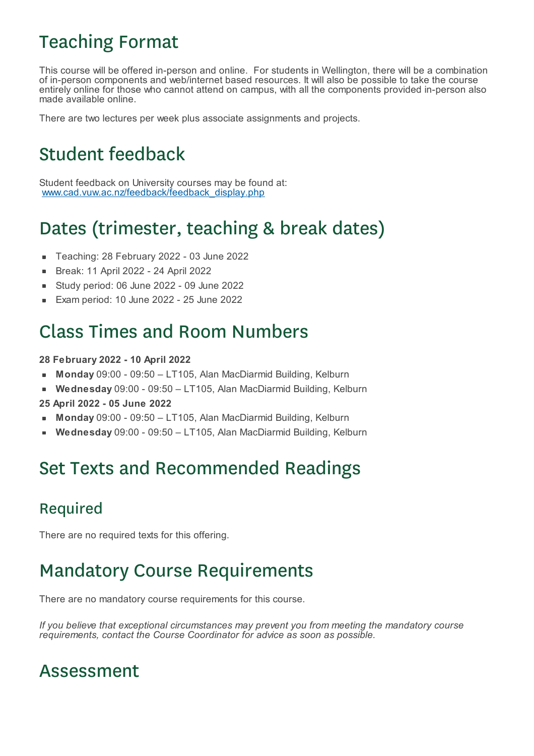# Teaching Format

This course will be offered in-person and online. For students in Wellington, there will be a combination of in-person components and web/internet based resources. It will also be possible to take the course entirely online for those who cannot attend on campus, with all the components provided in-person also made available online.

There are two lectures per week plus associate assignments and projects.

# Student feedback

Student feedback on University courses may be found at:
[www.cad.vuw.ac.nz/feedback/feedback_display.php](www.cad.vuw.ac.nz/feedback/feedback_display.php)

# Dates (trimester, teaching & break dates)

- Teaching: 28 February 2022 - 03 June 2022
- Break: 11 April 2022 - 24 April 2022
- Study period: 06 June 2022 - 09 June 2022
- Exam period: 10 June 2022 - 25 June 2022

# Class Times and Room Numbers

**28 February 2022 - 10 April 2022**

- **Monday** 09:00 - 09:50 – LT105, Alan MacDiarmid Building, Kelburn
- **Wednesday** 09:00 - 09:50 – LT105, Alan MacDiarmid Building, Kelburn

**25 April 2022 - 05 June 2022**

- **Monday** 09:00 - 09:50 – LT105, Alan MacDiarmid Building, Kelburn
- **Wednesday** 09:00 - 09:50 – LT105, Alan MacDiarmid Building, Kelburn

# Set Texts and Recommended Readings

## Required

There are no required texts for this offering.

# Mandatory Course Requirements

There are no mandatory course requirements for this course.

*If you believe that exceptional circumstances may prevent you from meeting the mandatory course requirements, contact the Course Coordinator for advice as soon as possible.*

# Assessment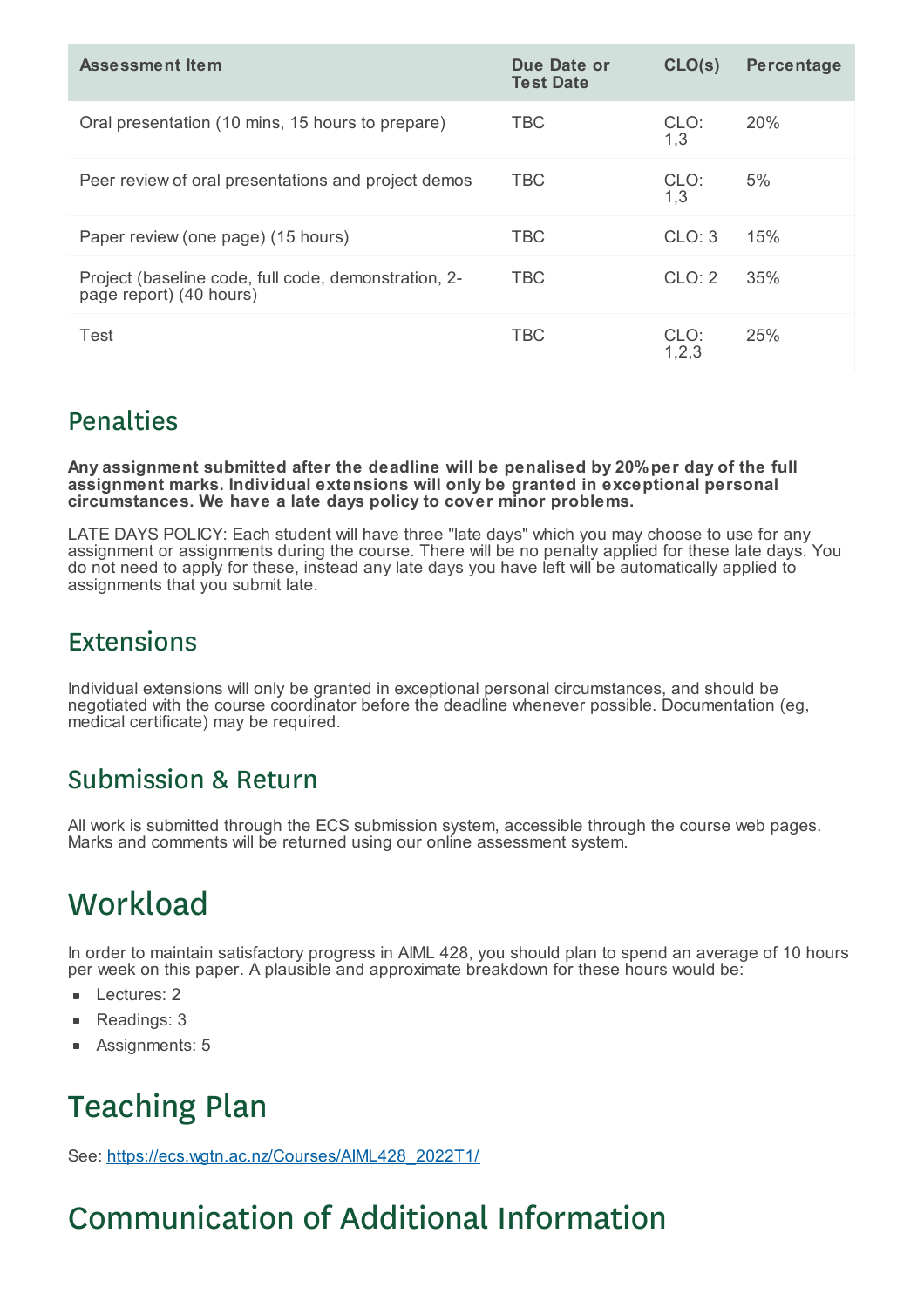| Assessment Item | Due Date or Test Date | CLO(s) | Percentage |
|---|---|---|---|
| Oral presentation (10 mins, 15 hours to prepare) | TBC | CLO: 1,3 | 20% |
| Peer review of oral presentations and project demos | TBC | CLO: 1,3 | 5% |
| Paper review (one page) (15 hours) | TBC | CLO: 3 | 15% |
| Project (baseline code, full code, demonstration, 2-page report) (40 hours) | TBC | CLO: 2 | 35% |
| Test | TBC | CLO: 1,2,3 | 25% |

## Penalties

**Any assignment submitted after the deadline will be penalised by 20% per day of the full assignment marks. Individual extensions will only be granted in exceptional personal circumstances. We have a late days policy to cover minor problems.**

LATE DAYS POLICY: Each student will have three "late days" which you may choose to use for any assignment or assignments during the course. There will be no penalty applied for these late days. You do not need to apply for these, instead any late days you have left will be automatically applied to assignments that you submit late.

## Extensions

Individual extensions will only be granted in exceptional personal circumstances, and should be negotiated with the course coordinator before the deadline whenever possible. Documentation (eg, medical certificate) may be required.

## Submission & Return

All work is submitted through the ECS submission system, accessible through the course web pages. Marks and comments will be returned using our online assessment system.

# Workload

In order to maintain satisfactory progress in AIML 428, you should plan to spend an average of 10 hours per week on this paper. A plausible and approximate breakdown for these hours would be:

- Lectures: 2
- Readings: 3
- Assignments: 5

# Teaching Plan

See: [https://ecs.wgtn.ac.nz/Courses/AIML428_2022T1/](https://ecs.wgtn.ac.nz/Courses/AIML428_2022T1/)

# Communication of Additional Information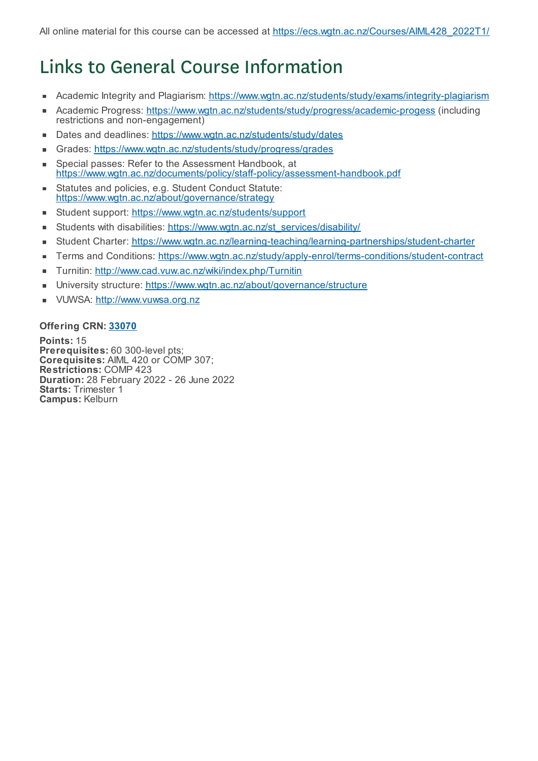All online material for this course can be accessed at https://ecs.wgtn.ac.nz/Courses/AIML428_2022T1/

# Links to General Course Information

- Academic Integrity and Plagiarism: https://www.wgtn.ac.nz/students/study/exams/integrity-plagiarism
- Academic Progress: https://www.wgtn.ac.nz/students/study/progress/academic-progess (including restrictions and non-engagement)
- Dates and deadlines: https://www.wgtn.ac.nz/students/study/dates
- Grades: https://www.wgtn.ac.nz/students/study/progress/grades
- Special passes: Refer to the Assessment Handbook, at https://www.wgtn.ac.nz/documents/policy/staff-policy/assessment-handbook.pdf
- Statutes and policies, e.g. Student Conduct Statute: https://www.wgtn.ac.nz/about/governance/strategy
- Student support: https://www.wgtn.ac.nz/students/support
- Students with disabilities: https://www.wgtn.ac.nz/st_services/disability/
- Student Charter: https://www.wgtn.ac.nz/learning-teaching/learning-partnerships/student-charter
- Terms and Conditions: https://www.wgtn.ac.nz/study/apply-enrol/terms-conditions/student-contract
- Turnitin: http://www.cad.vuw.ac.nz/wiki/index.php/Turnitin
- University structure: https://www.wgtn.ac.nz/about/governance/structure
- VUWSA: http://www.vuwsa.org.nz

**Offering CRN: 33070**

**Points:** 15
**Prerequisites:** 60 300-level pts;
**Corequisites:** AIML 420 or COMP 307;
**Restrictions:** COMP 423
**Duration:** 28 February 2022 - 26 June 2022
**Starts:** Trimester 1
**Campus:** Kelburn